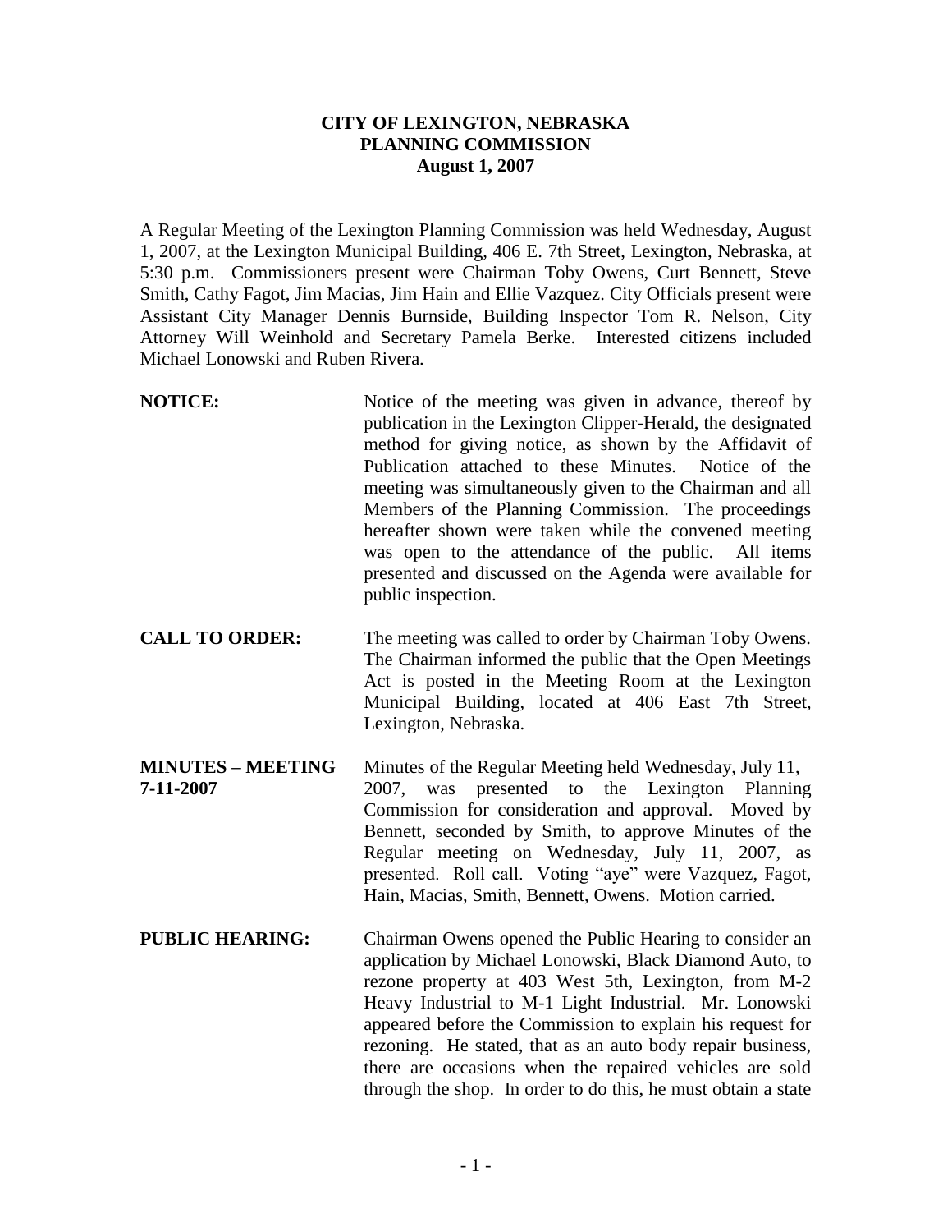**CITY OF LEXINGTON, NEBRASKA**
**PLANNING COMMISSION**
**August 1, 2007**

A Regular Meeting of the Lexington Planning Commission was held Wednesday, August 1, 2007, at the Lexington Municipal Building, 406 E. 7th Street, Lexington, Nebraska, at 5:30 p.m. Commissioners present were Chairman Toby Owens, Curt Bennett, Steve Smith, Cathy Fagot, Jim Macias, Jim Hain and Ellie Vazquez. City Officials present were Assistant City Manager Dennis Burnside, Building Inspector Tom R. Nelson, City Attorney Will Weinhold and Secretary Pamela Berke. Interested citizens included Michael Lonowski and Ruben Rivera.

**NOTICE:** Notice of the meeting was given in advance, thereof by publication in the Lexington Clipper-Herald, the designated method for giving notice, as shown by the Affidavit of Publication attached to these Minutes. Notice of the meeting was simultaneously given to the Chairman and all Members of the Planning Commission. The proceedings hereafter shown were taken while the convened meeting was open to the attendance of the public. All items presented and discussed on the Agenda were available for public inspection.

**CALL TO ORDER:** The meeting was called to order by Chairman Toby Owens. The Chairman informed the public that the Open Meetings Act is posted in the Meeting Room at the Lexington Municipal Building, located at 406 East 7th Street, Lexington, Nebraska.

**MINUTES – MEETING 7-11-2007** Minutes of the Regular Meeting held Wednesday, July 11, 2007, was presented to the Lexington Planning Commission for consideration and approval. Moved by Bennett, seconded by Smith, to approve Minutes of the Regular meeting on Wednesday, July 11, 2007, as presented. Roll call. Voting "aye" were Vazquez, Fagot, Hain, Macias, Smith, Bennett, Owens. Motion carried.

**PUBLIC HEARING:** Chairman Owens opened the Public Hearing to consider an application by Michael Lonowski, Black Diamond Auto, to rezone property at 403 West 5th, Lexington, from M-2 Heavy Industrial to M-1 Light Industrial. Mr. Lonowski appeared before the Commission to explain his request for rezoning. He stated, that as an auto body repair business, there are occasions when the repaired vehicles are sold through the shop. In order to do this, he must obtain a state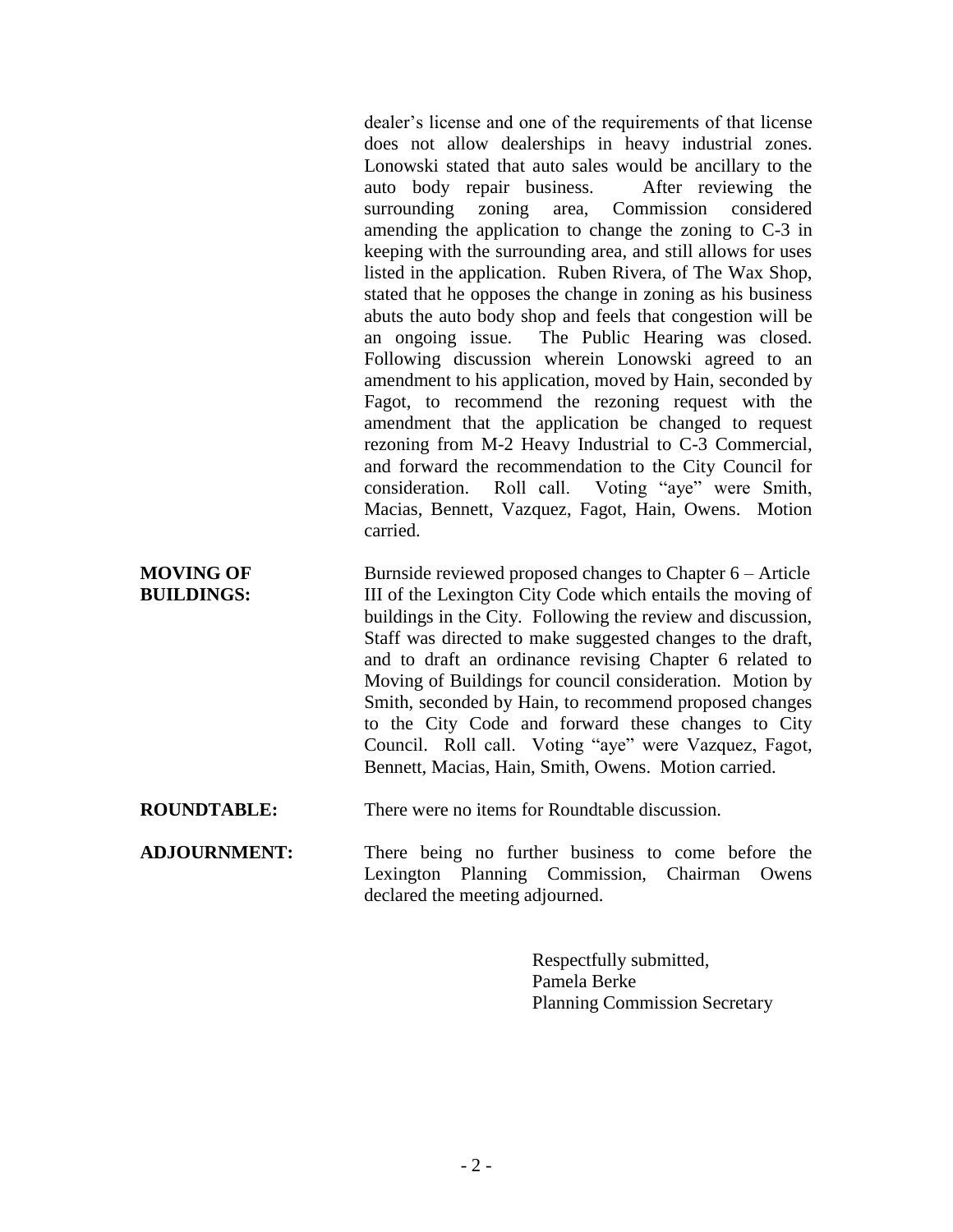dealer's license and one of the requirements of that license does not allow dealerships in heavy industrial zones. Lonowski stated that auto sales would be ancillary to the auto body repair business. After reviewing the surrounding zoning area, Commission considered amending the application to change the zoning to C-3 in keeping with the surrounding area, and still allows for uses listed in the application. Ruben Rivera, of The Wax Shop, stated that he opposes the change in zoning as his business abuts the auto body shop and feels that congestion will be an ongoing issue. The Public Hearing was closed. Following discussion wherein Lonowski agreed to an amendment to his application, moved by Hain, seconded by Fagot, to recommend the rezoning request with the amendment that the application be changed to request rezoning from M-2 Heavy Industrial to C-3 Commercial, and forward the recommendation to the City Council for consideration. Roll call. Voting "aye" were Smith, Macias, Bennett, Vazquez, Fagot, Hain, Owens. Motion carried.

**MOVING OF BUILDINGS:** Burnside reviewed proposed changes to Chapter 6 – Article III of the Lexington City Code which entails the moving of buildings in the City. Following the review and discussion, Staff was directed to make suggested changes to the draft, and to draft an ordinance revising Chapter 6 related to Moving of Buildings for council consideration. Motion by Smith, seconded by Hain, to recommend proposed changes to the City Code and forward these changes to City Council. Roll call. Voting "aye" were Vazquez, Fagot, Bennett, Macias, Hain, Smith, Owens. Motion carried.

**ROUNDTABLE:** There were no items for Roundtable discussion.

**ADJOURNMENT:** There being no further business to come before the Lexington Planning Commission, Chairman Owens declared the meeting adjourned.

Respectfully submitted,
Pamela Berke
Planning Commission Secretary